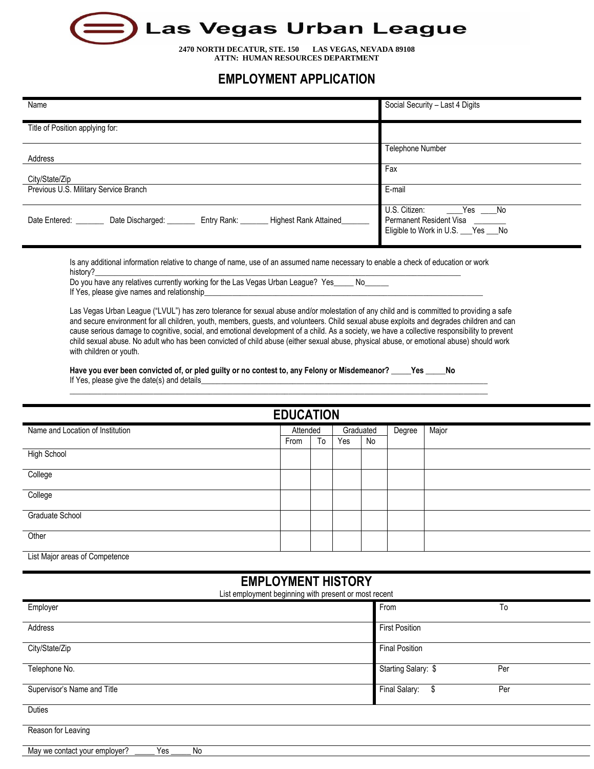# Las Vegas Urban League

**2470 NORTH DECATUR, STE. 150 LAS VEGAS, NEVADA 89108**
**ATTN: HUMAN RESOURCES DEPARTMENT**

## EMPLOYMENT APPLICATION

| | |
|---|---|
| Name | Social Security – Last 4 Digits |
| Title of Position applying for: | |
| Address | Telephone Number |
| City/State/Zip | Fax |
| Previous U.S. Military Service Branch | E-mail |
| Date Entered: _______ Date Discharged: _______ Entry Rank: _______ Highest Rank Attained_______ | U.S. Citizen: ____Yes ____No<br>Permanent Resident Visa ________<br>Eligible to Work in U.S. ___Yes ___No |

Is any additional information relative to change of name, use of an assumed name necessary to enable a check of education or work history?_______________________________________________________________________________

Do you have any relatives currently working for the Las Vegas Urban League? Yes_____ No______

If Yes, please give names and relationship_______________________________________________________________________

Las Vegas Urban League ("LVUL") has zero tolerance for sexual abuse and/or molestation of any child and is committed to providing a safe and secure environment for all children, youth, members, guests, and volunteers. Child sexual abuse exploits and degrades children and can cause serious damage to cognitive, social, and emotional development of a child. As a society, we have a collective responsibility to prevent child sexual abuse. No adult who has been convicted of child abuse (either sexual abuse, physical abuse, or emotional abuse) should work with children or youth.

**Have you ever been convicted of, or pled guilty or no contest to, any Felony or Misdemeanor? _____Yes _____No**

If Yes, please give the date(s) and details_________________________________________________________________________

_______________________________________________________________________________________________

## EDUCATION

| Name and Location of Institution | Attended | | Graduated | | Degree | Major |
|---|---|---|---|---|---|---|
| | From | To | Yes | No | | |
| High School | | | | | | |
| College | | | | | | |
| College | | | | | | |
| Graduate School | | | | | | |
| Other | | | | | | |

List Major areas of Competence

## EMPLOYMENT HISTORY

List employment beginning with present or most recent

| | |
|---|---|
| Employer | From To |
| Address | First Position |
| City/State/Zip | Final Position |
| Telephone No. | Starting Salary: $ Per |
| Supervisor's Name and Title | Final Salary: $ Per |

Duties

Reason for Leaving

May we contact your employer? _____ Yes _____ No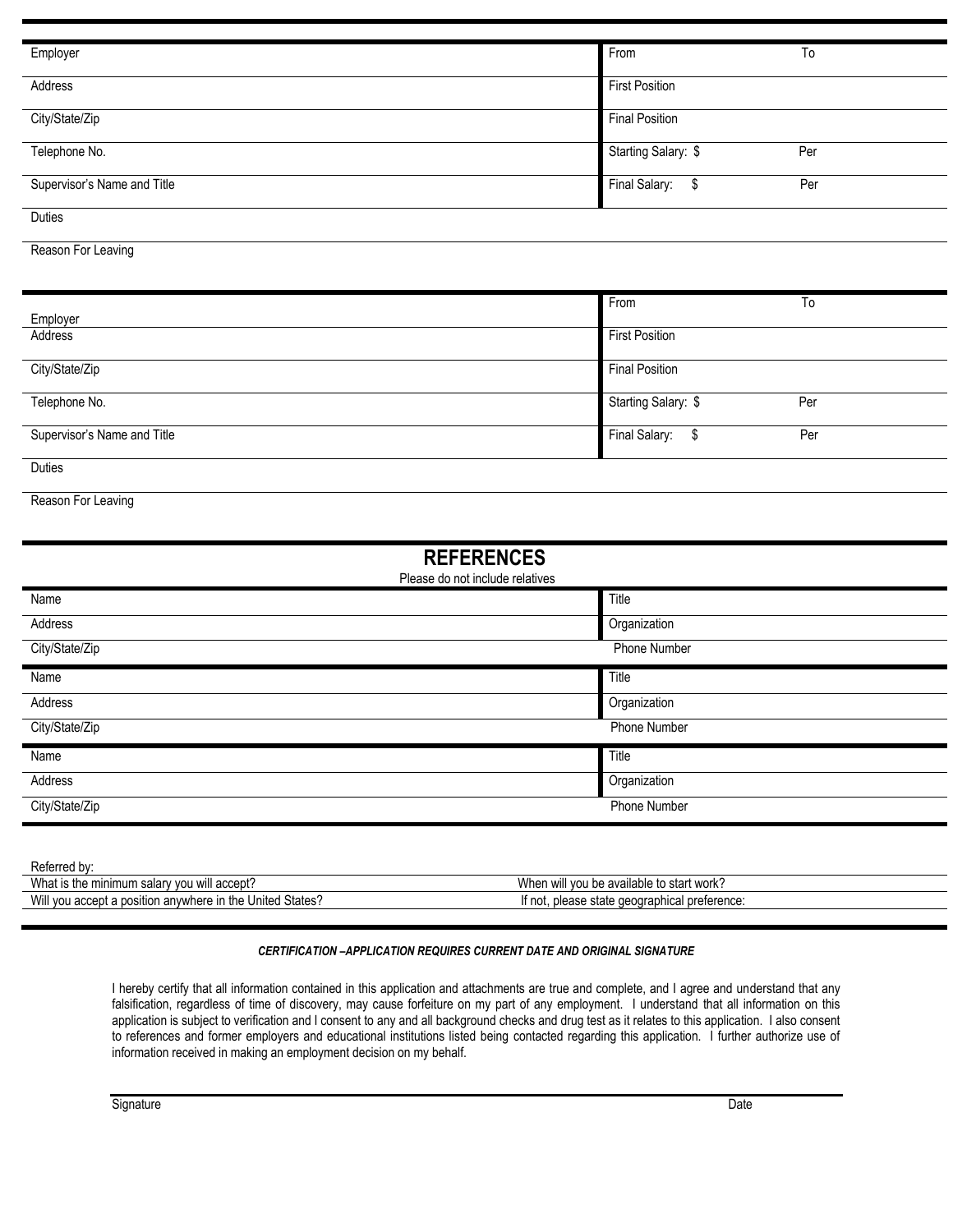| | |
|---|---|
| Employer | From To |
| Address | First Position |
| City/State/Zip | Final Position |
| Telephone No. | Starting Salary: $ Per |
| Supervisor's Name and Title | Final Salary: $ Per |
| Duties | |
| Reason For Leaving | |

| | |
|---|---|
| Employer | From To |
| Address | First Position |
| City/State/Zip | Final Position |
| Telephone No. | Starting Salary: $ Per |
| Supervisor's Name and Title | Final Salary: $ Per |
| Duties | |
| Reason For Leaving | |

## REFERENCES

Please do not include relatives

| | |
|---|---|
| Name | Title |
| Address | Organization |
| City/State/Zip | Phone Number |
| Name | Title |
| Address | Organization |
| City/State/Zip | Phone Number |
| Name | Title |
| Address | Organization |
| City/State/Zip | Phone Number |

| | |
|---|---|
| Referred by: | |
| What is the minimum salary you will accept? | When will you be available to start work? |
| Will you accept a position anywhere in the United States? | If not, please state geographical preference: |

***CERTIFICATION –APPLICATION REQUIRES CURRENT DATE AND ORIGINAL SIGNATURE***

I hereby certify that all information contained in this application and attachments are true and complete, and I agree and understand that any falsification, regardless of time of discovery, may cause forfeiture on my part of any employment. I understand that all information on this application is subject to verification and I consent to any and all background checks and drug test as it relates to this application. I also consent to references and former employers and educational institutions listed being contacted regarding this application. I further authorize use of information received in making an employment decision on my behalf.

Signature Date